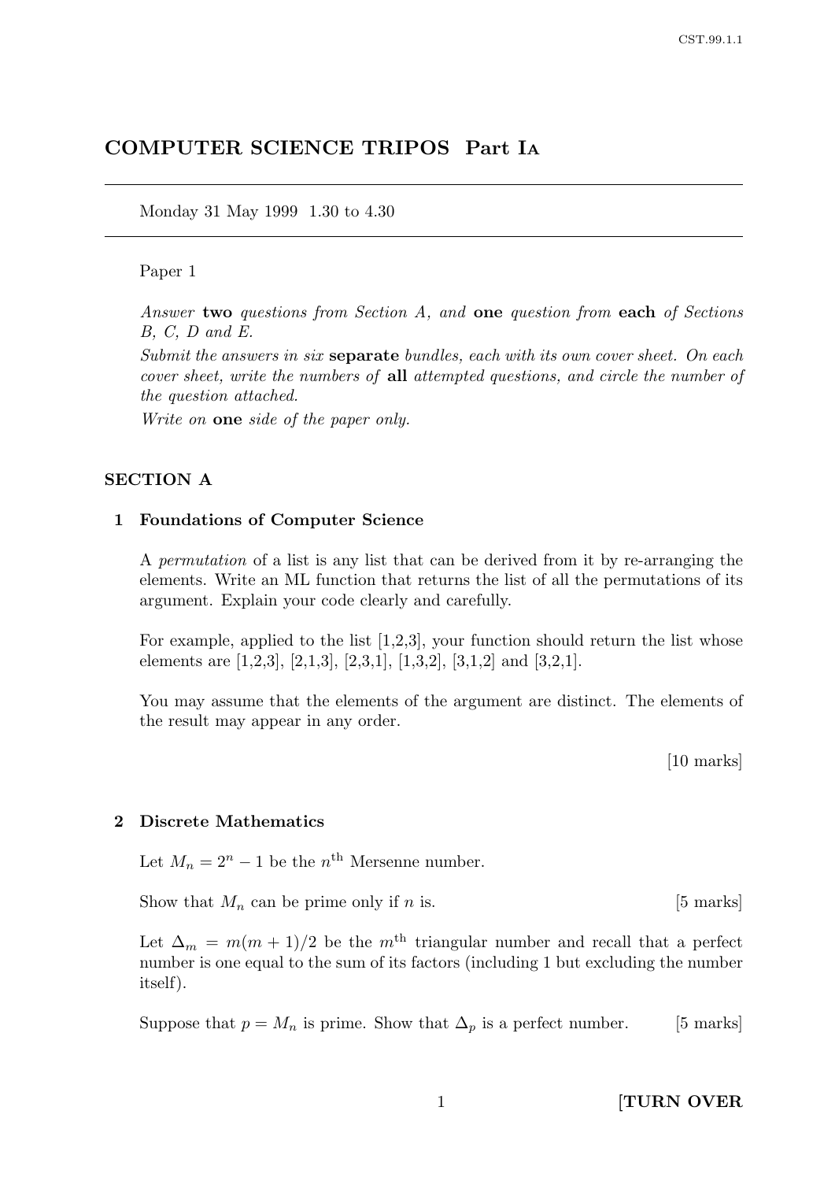# COMPUTER SCIENCE TRIPOS Part IA

Monday 31 May 1999 1.30 to 4.30

Paper 1

*Answer* **two** *questions from Section A, and* **one** *question from* **each** *of Sections B, C, D and E.*

*Submit the answers in six* **separate** *bundles, each with its own cover sheet. On each cover sheet, write the numbers of* **all** *attempted questions, and circle the number of the question attached.*

*Write on* **one** *side of the paper only.*

## SECTION A

### 1 Foundations of Computer Science

A *permutation* of a list is any list that can be derived from it by re-arranging the elements. Write an ML function that returns the list of all the permutations of its argument. Explain your code clearly and carefully.

For example, applied to the list [1,2,3], your function should return the list whose elements are [1,2,3], [2,1,3], [2,3,1], [1,3,2], [3,1,2] and [3,2,1].

You may assume that the elements of the argument are distinct. The elements of the result may appear in any order.

[10 marks]

### 2 Discrete Mathematics

Let $M_n = 2^n - 1$ be the $n^{\text{th}}$ Mersenne number.

Show that $M_n$ can be prime only if $n$ is. [5 marks]

Let $\Delta_m = m(m+1)/2$ be the $m^{\text{th}}$ triangular number and recall that a perfect number is one equal to the sum of its factors (including 1 but excluding the number itself).

Suppose that $p = M_n$ is prime. Show that $\Delta_p$ is a perfect number. [5 marks]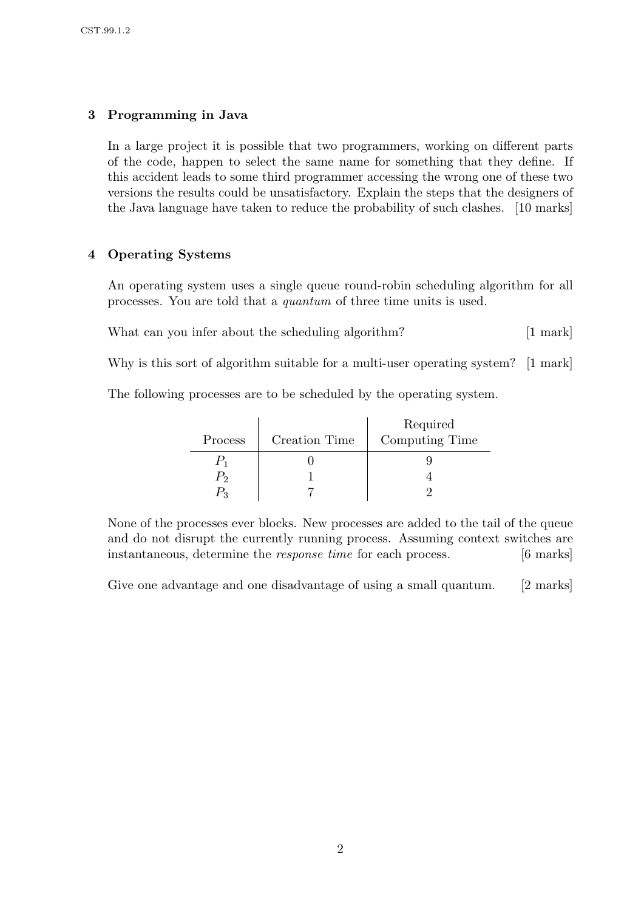## 3 Programming in Java

In a large project it is possible that two programmers, working on different parts of the code, happen to select the same name for something that they define. If this accident leads to some third programmer accessing the wrong one of these two versions the results could be unsatisfactory. Explain the steps that the designers of the Java language have taken to reduce the probability of such clashes. [10 marks]

## 4 Operating Systems

An operating system uses a single queue round-robin scheduling algorithm for all processes. You are told that a *quantum* of three time units is used.

What can you infer about the scheduling algorithm? [1 mark]

Why is this sort of algorithm suitable for a multi-user operating system? [1 mark]

The following processes are to be scheduled by the operating system.

| Process | Creation Time | Required Computing Time |
|---|---|---|
| $P_1$ | 0 | 9 |
| $P_2$ | 1 | 4 |
| $P_3$ | 7 | 2 |

None of the processes ever blocks. New processes are added to the tail of the queue and do not disrupt the currently running process. Assuming context switches are instantaneous, determine the *response time* for each process. [6 marks]

Give one advantage and one disadvantage of using a small quantum. [2 marks]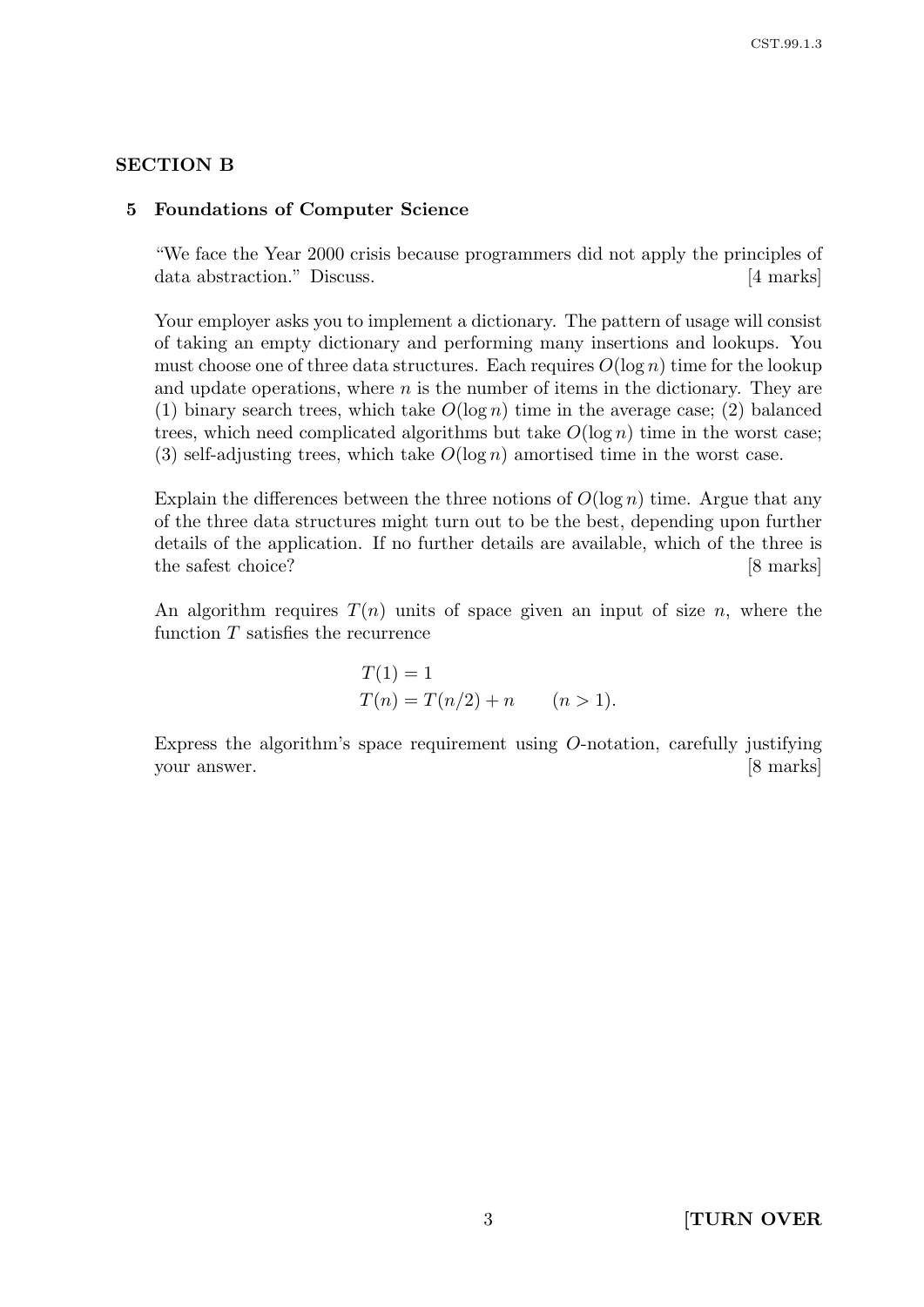## SECTION B

### 5 Foundations of Computer Science

"We face the Year 2000 crisis because programmers did not apply the principles of data abstraction." Discuss. [4 marks]

Your employer asks you to implement a dictionary. The pattern of usage will consist of taking an empty dictionary and performing many insertions and lookups. You must choose one of three data structures. Each requires $O(\log n)$ time for the lookup and update operations, where $n$ is the number of items in the dictionary. They are (1) binary search trees, which take $O(\log n)$ time in the average case; (2) balanced trees, which need complicated algorithms but take $O(\log n)$ time in the worst case; (3) self-adjusting trees, which take $O(\log n)$ amortised time in the worst case.

Explain the differences between the three notions of $O(\log n)$ time. Argue that any of the three data structures might turn out to be the best, depending upon further details of the application. If no further details are available, which of the three is the safest choice? [8 marks]

An algorithm requires $T(n)$ units of space given an input of size $n$, where the function $T$ satisfies the recurrence

$$
\begin{aligned}
T(1) &= 1 \\
T(n) &= T(n/2) + n \qquad (n > 1).
\end{aligned}
$$

Express the algorithm's space requirement using $O$-notation, carefully justifying your answer. [8 marks]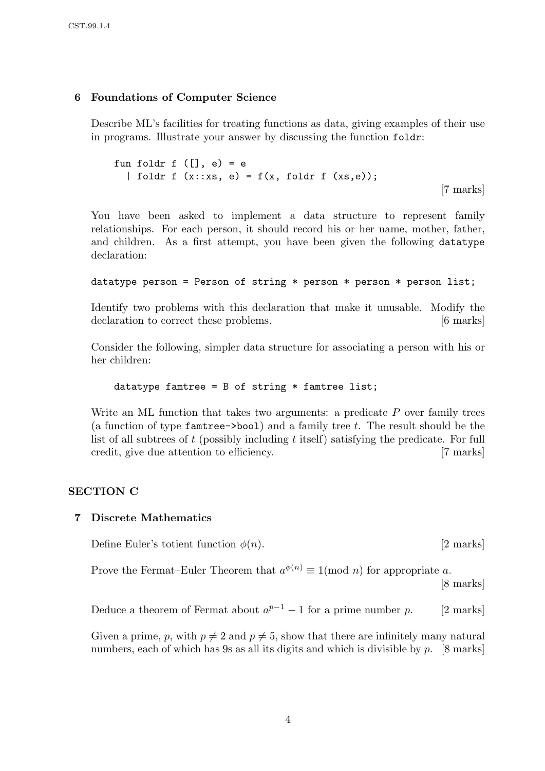## 6 Foundations of Computer Science

Describe ML's facilities for treating functions as data, giving examples of their use in programs. Illustrate your answer by discussing the function `foldr`:

```
fun foldr f ([], e) = e
  | foldr f (x::xs, e) = f(x, foldr f (xs,e));
```

[7 marks]

You have been asked to implement a data structure to represent family relationships. For each person, it should record his or her name, mother, father, and children. As a first attempt, you have been given the following `datatype` declaration:

```
datatype person = Person of string * person * person * person list;
```

Identify two problems with this declaration that make it unusable. Modify the declaration to correct these problems. [6 marks]

Consider the following, simpler data structure for associating a person with his or her children:

```
datatype famtree = B of string * famtree list;
```

Write an ML function that takes two arguments: a predicate $P$ over family trees (a function of type `famtree->bool`) and a family tree $t$. The result should be the list of all subtrees of $t$ (possibly including $t$ itself) satisfying the predicate. For full credit, give due attention to efficiency. [7 marks]

## SECTION C

## 7 Discrete Mathematics

Define Euler's totient function $\phi(n)$. [2 marks]

Prove the Fermat–Euler Theorem that $a^{\phi(n)} \equiv 1 (\text{mod } n)$ for appropriate $a$. [8 marks]

Deduce a theorem of Fermat about $a^{p-1} - 1$ for a prime number $p$. [2 marks]

Given a prime, $p$, with $p \neq 2$ and $p \neq 5$, show that there are infinitely many natural numbers, each of which has 9s as all its digits and which is divisible by $p$. [8 marks]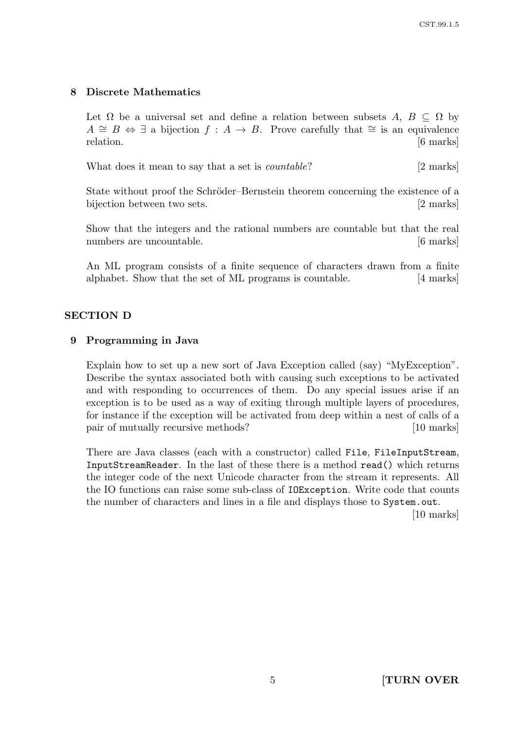## 8 Discrete Mathematics

Let $\Omega$ be a universal set and define a relation between subsets $A, B \subseteq \Omega$ by $A \cong B \Leftrightarrow \exists$ a bijection $f : A \to B$. Prove carefully that $\cong$ is an equivalence relation. [6 marks]

What does it mean to say that a set is *countable*? [2 marks]

State without proof the Schröder–Bernstein theorem concerning the existence of a bijection between two sets. [2 marks]

Show that the integers and the rational numbers are countable but that the real numbers are uncountable. [6 marks]

An ML program consists of a finite sequence of characters drawn from a finite alphabet. Show that the set of ML programs is countable. [4 marks]

# SECTION D

## 9 Programming in Java

Explain how to set up a new sort of Java Exception called (say) "MyException". Describe the syntax associated both with causing such exceptions to be activated and with responding to occurrences of them. Do any special issues arise if an exception is to be used as a way of exiting through multiple layers of procedures, for instance if the exception will be activated from deep within a nest of calls of a pair of mutually recursive methods? [10 marks]

There are Java classes (each with a constructor) called `File`, `FileInputStream`, `InputStreamReader`. In the last of these there is a method `read()` which returns the integer code of the next Unicode character from the stream it represents. All the IO functions can raise some sub-class of `IOException`. Write code that counts the number of characters and lines in a file and displays those to `System.out`.

[10 marks]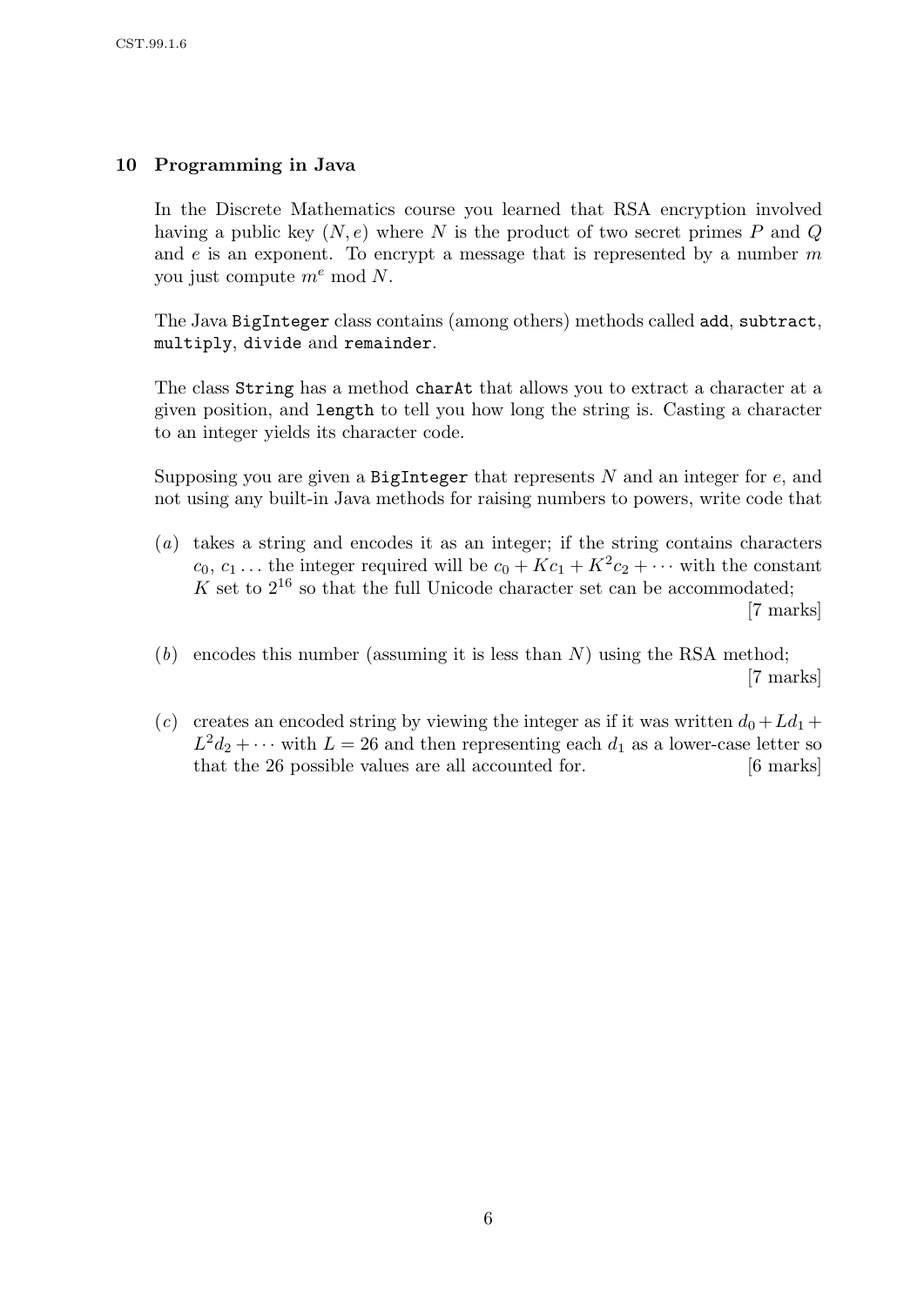## 10 Programming in Java

In the Discrete Mathematics course you learned that RSA encryption involved having a public key $(N, e)$ where $N$ is the product of two secret primes $P$ and $Q$ and $e$ is an exponent. To encrypt a message that is represented by a number $m$ you just compute $m^e \bmod N$.

The Java `BigInteger` class contains (among others) methods called `add`, `subtract`, `multiply`, `divide` and `remainder`.

The class `String` has a method `charAt` that allows you to extract a character at a given position, and `length` to tell you how long the string is. Casting a character to an integer yields its character code.

Supposing you are given a `BigInteger` that represents $N$ and an integer for $e$, and not using any built-in Java methods for raising numbers to powers, write code that

(*a*) takes a string and encodes it as an integer; if the string contains characters $c_0$, $c_1 \ldots$ the integer required will be $c_0 + Kc_1 + K^2c_2 + \cdots$ with the constant $K$ set to $2^{16}$ so that the full Unicode character set can be accommodated; [7 marks]

(*b*) encodes this number (assuming it is less than $N$) using the RSA method; [7 marks]

(*c*) creates an encoded string by viewing the integer as if it was written $d_0 + Ld_1 + L^2d_2 + \cdots$ with $L = 26$ and then representing each $d_1$ as a lower-case letter so that the 26 possible values are all accounted for. [6 marks]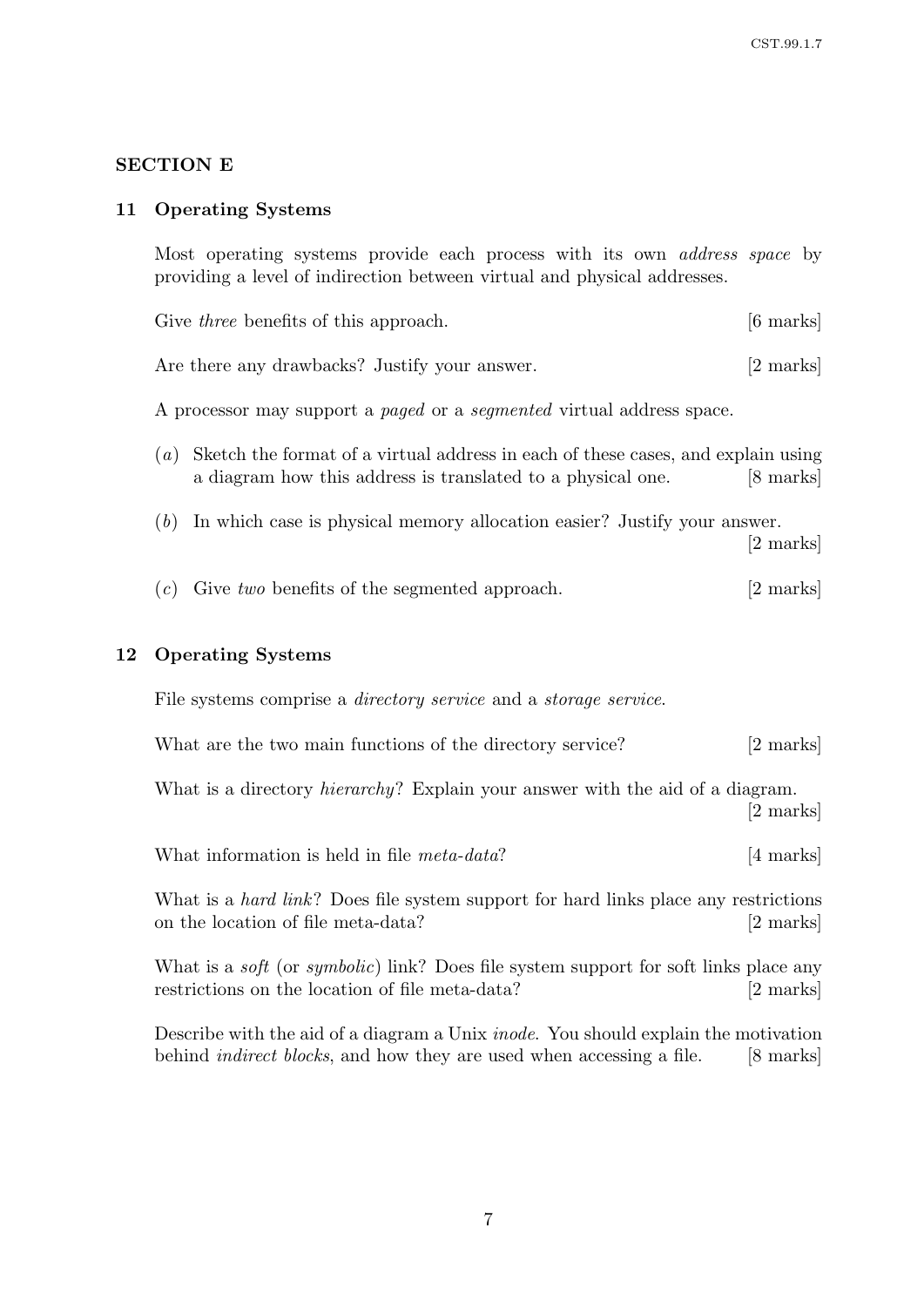## SECTION E

### 11 Operating Systems

Most operating systems provide each process with its own *address space* by providing a level of indirection between virtual and physical addresses.

Give *three* benefits of this approach. [6 marks]

Are there any drawbacks? Justify your answer. [2 marks]

A processor may support a *paged* or a *segmented* virtual address space.

(*a*) Sketch the format of a virtual address in each of these cases, and explain using a diagram how this address is translated to a physical one. [8 marks]

(*b*) In which case is physical memory allocation easier? Justify your answer. [2 marks]

(*c*) Give *two* benefits of the segmented approach. [2 marks]

### 12 Operating Systems

File systems comprise a *directory service* and a *storage service*.

What are the two main functions of the directory service? [2 marks]

What is a directory *hierarchy*? Explain your answer with the aid of a diagram. [2 marks]

What information is held in file *meta-data*? [4 marks]

What is a *hard link*? Does file system support for hard links place any restrictions on the location of file meta-data? [2 marks]

What is a *soft* (or *symbolic*) link? Does file system support for soft links place any restrictions on the location of file meta-data? [2 marks]

Describe with the aid of a diagram a Unix *inode*. You should explain the motivation behind *indirect blocks*, and how they are used when accessing a file. [8 marks]